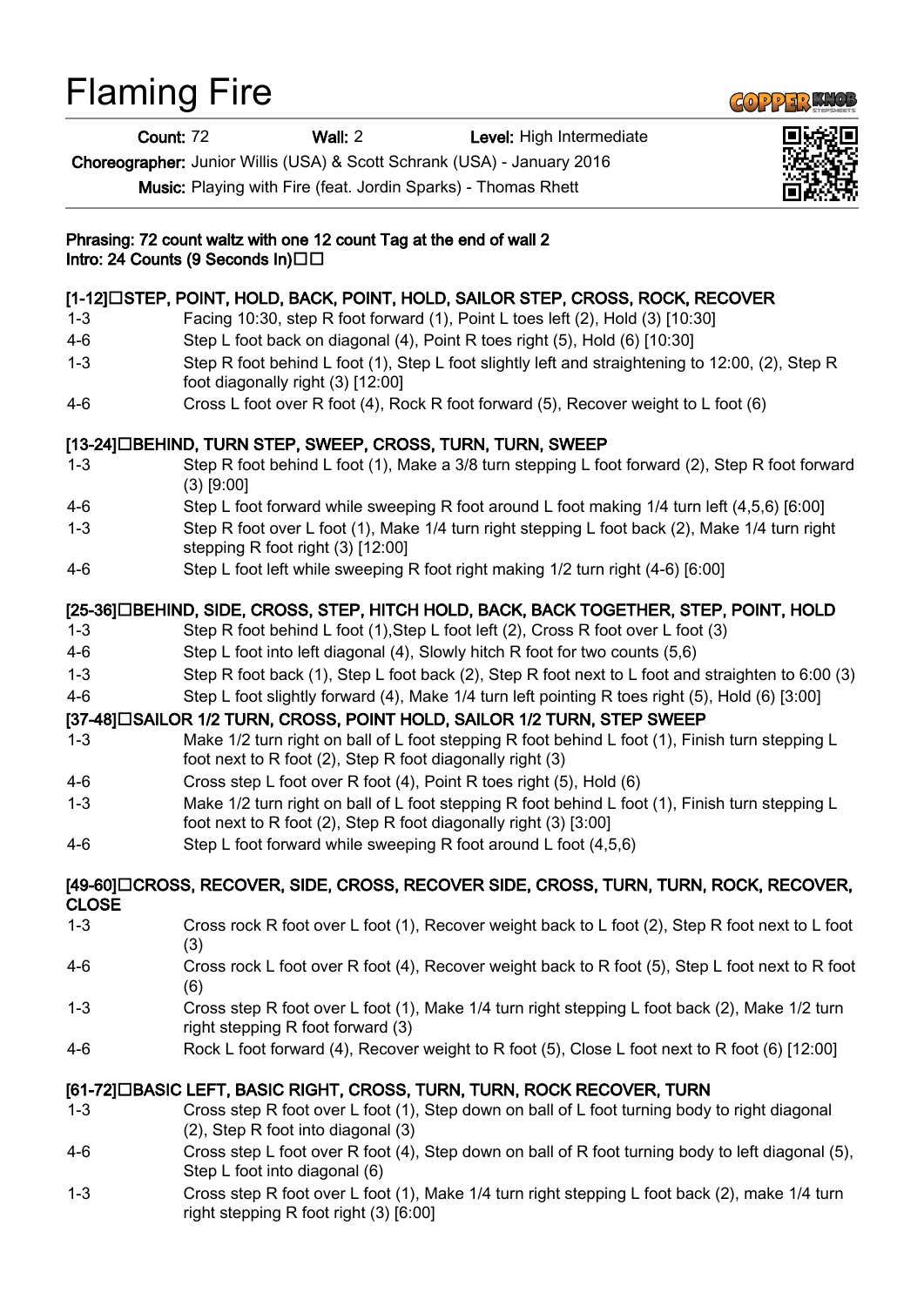# Flaming Fire

**Count:** 72 **Wall:** 2 **Level:** High Intermediate

**Choreographer:** Junior Willis (USA) & Scott Schrank (USA) - January 2016

**Music:** Playing with Fire (feat. Jordin Sparks) - Thomas Rhett

**Phrasing: 72 count waltz with one 12 count Tag at the end of wall 2**
**Intro: 24 Counts (9 Seconds In)**

**[1-12] STEP, POINT, HOLD, BACK, POINT, HOLD, SAILOR STEP, CROSS, ROCK, RECOVER**

| | |
|---|---|
| 1-3 | Facing 10:30, step R foot forward (1), Point L toes left (2), Hold (3) [10:30] |
| 4-6 | Step L foot back on diagonal (4), Point R toes right (5), Hold (6) [10:30] |
| 1-3 | Step R foot behind L foot (1), Step L foot slightly left and straightening to 12:00, (2), Step R foot diagonally right (3) [12:00] |
| 4-6 | Cross L foot over R foot (4), Rock R foot forward (5), Recover weight to L foot (6) |

**[13-24] BEHIND, TURN STEP, SWEEP, CROSS, TURN, TURN, SWEEP**

| | |
|---|---|
| 1-3 | Step R foot behind L foot (1), Make a 3/8 turn stepping L foot forward (2), Step R foot forward (3) [9:00] |
| 4-6 | Step L foot forward while sweeping R foot around L foot making 1/4 turn left (4,5,6) [6:00] |
| 1-3 | Step R foot over L foot (1), Make 1/4 turn right stepping L foot back (2), Make 1/4 turn right stepping R foot right (3) [12:00] |
| 4-6 | Step L foot left while sweeping R foot right making 1/2 turn right (4-6) [6:00] |

**[25-36] BEHIND, SIDE, CROSS, STEP, HITCH HOLD, BACK, BACK TOGETHER, STEP, POINT, HOLD**

| | |
|---|---|
| 1-3 | Step R foot behind L foot (1),Step L foot left (2), Cross R foot over L foot (3) |
| 4-6 | Step L foot into left diagonal (4), Slowly hitch R foot for two counts (5,6) |
| 1-3 | Step R foot back (1), Step L foot back (2), Step R foot next to L foot and straighten to 6:00 (3) |
| 4-6 | Step L foot slightly forward (4), Make 1/4 turn left pointing R toes right (5), Hold (6) [3:00] |

**[37-48] SAILOR 1/2 TURN, CROSS, POINT HOLD, SAILOR 1/2 TURN, STEP SWEEP**

| | |
|---|---|
| 1-3 | Make 1/2 turn right on ball of L foot stepping R foot behind L foot (1), Finish turn stepping L foot next to R foot (2), Step R foot diagonally right (3) |
| 4-6 | Cross step L foot over R foot (4), Point R toes right (5), Hold (6) |
| 1-3 | Make 1/2 turn right on ball of L foot stepping R foot behind L foot (1), Finish turn stepping L foot next to R foot (2), Step R foot diagonally right (3) [3:00] |
| 4-6 | Step L foot forward while sweeping R foot around L foot (4,5,6) |

**[49-60] CROSS, RECOVER, SIDE, CROSS, RECOVER SIDE, CROSS, TURN, TURN, ROCK, RECOVER, CLOSE**

| | |
|---|---|
| 1-3 | Cross rock R foot over L foot (1), Recover weight back to L foot (2), Step R foot next to L foot (3) |
| 4-6 | Cross rock L foot over R foot (4), Recover weight back to R foot (5), Step L foot next to R foot (6) |
| 1-3 | Cross step R foot over L foot (1), Make 1/4 turn right stepping L foot back (2), Make 1/2 turn right stepping R foot forward (3) |
| 4-6 | Rock L foot forward (4), Recover weight to R foot (5), Close L foot next to R foot (6) [12:00] |

**[61-72] BASIC LEFT, BASIC RIGHT, CROSS, TURN, TURN, ROCK RECOVER, TURN**

| | |
|---|---|
| 1-3 | Cross step R foot over L foot (1), Step down on ball of L foot turning body to right diagonal (2), Step R foot into diagonal (3) |
| 4-6 | Cross step L foot over R foot (4), Step down on ball of R foot turning body to left diagonal (5), Step L foot into diagonal (6) |
| 1-3 | Cross step R foot over L foot (1), Make 1/4 turn right stepping L foot back (2), make 1/4 turn right stepping R foot right (3) [6:00] |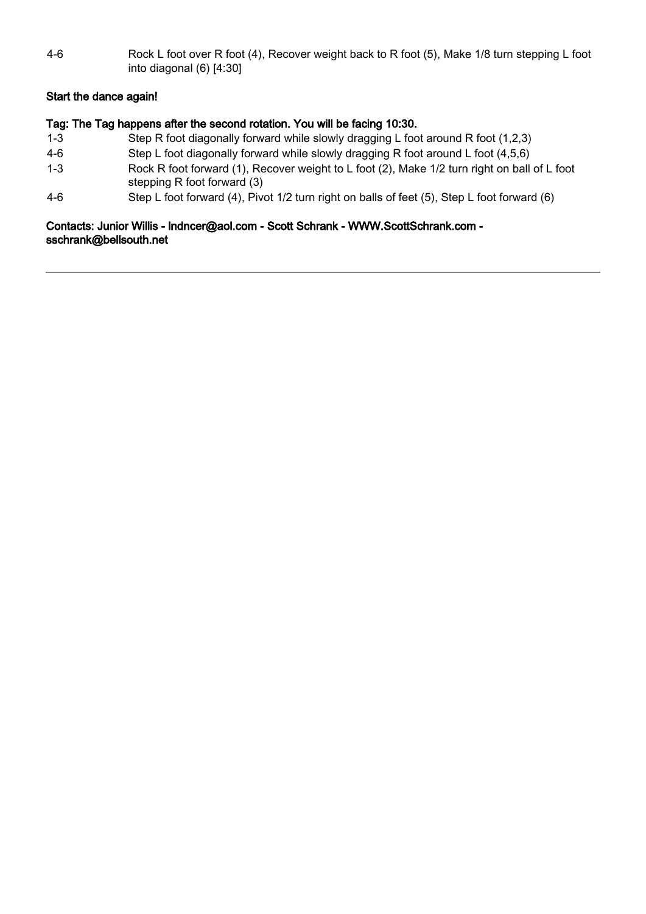4-6 Rock L foot over R foot (4), Recover weight back to R foot (5), Make 1/8 turn stepping L foot into diagonal (6) [4:30]

**Start the dance again!**

**Tag: The Tag happens after the second rotation. You will be facing 10:30.**

1-3 Step R foot diagonally forward while slowly dragging L foot around R foot (1,2,3)

4-6 Step L foot diagonally forward while slowly dragging R foot around L foot (4,5,6)

1-3 Rock R foot forward (1), Recover weight to L foot (2), Make 1/2 turn right on ball of L foot stepping R foot forward (3)

4-6 Step L foot forward (4), Pivot 1/2 turn right on balls of feet (5), Step L foot forward (6)

**Contacts: Junior Willis - lndncer@aol.com - Scott Schrank - WWW.ScottSchrank.com - sschrank@bellsouth.net**

---